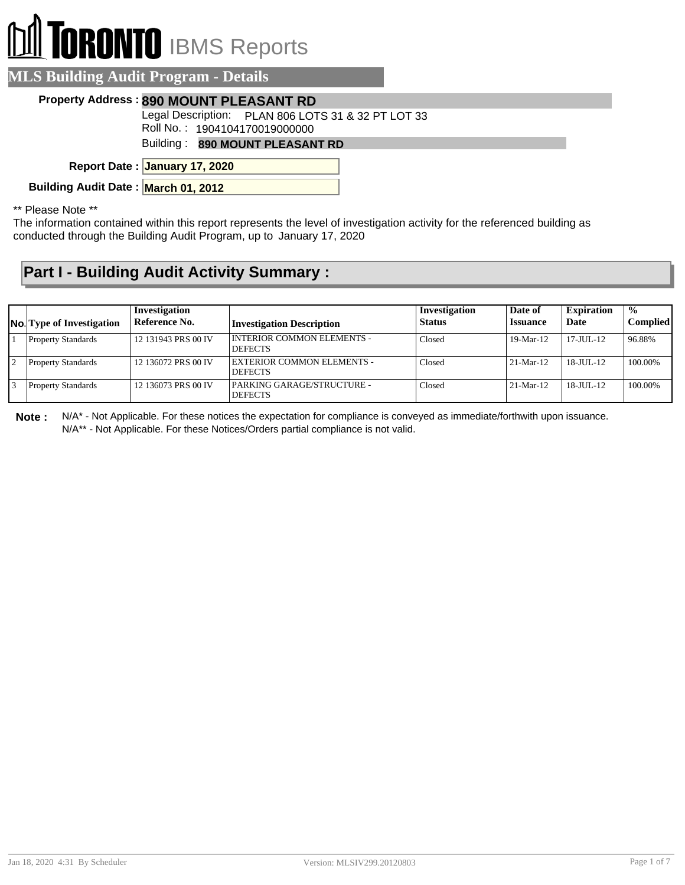# TORONTO IBMS Reports

## MLS Building Audit Program - Details

**Property Address :** **890 MOUNT PLEASANT RD**

Legal Description: PLAN 806 LOTS 31 & 32 PT LOT 33

Roll No. : 1904104170019000000

Building : **890 MOUNT PLEASANT RD**

**Report Date :** **January 17, 2020**

**Building Audit Date :** **March 01, 2012**

** Please Note **

The information contained within this report represents the level of investigation activity for the referenced building as conducted through the Building Audit Program, up to January 17, 2020

## Part I - Building Audit Activity Summary :

| No. | Type of Investigation | Investigation Reference No. | Investigation Description | Investigation Status | Date of Issuance | Expiration Date | % Complied |
|---|---|---|---|---|---|---|---|
| 1 | Property Standards | 12 131943 PRS 00 IV | INTERIOR COMMON ELEMENTS - DEFECTS | Closed | 19-Mar-12 | 17-JUL-12 | 96.88% |
| 2 | Property Standards | 12 136072 PRS 00 IV | EXTERIOR COMMON ELEMENTS - DEFECTS | Closed | 21-Mar-12 | 18-JUL-12 | 100.00% |
| 3 | Property Standards | 12 136073 PRS 00 IV | PARKING GARAGE/STRUCTURE - DEFECTS | Closed | 21-Mar-12 | 18-JUL-12 | 100.00% |

**Note :** N/A* - Not Applicable. For these notices the expectation for compliance is conveyed as immediate/forthwith upon issuance.
N/A** - Not Applicable. For these Notices/Orders partial compliance is not valid.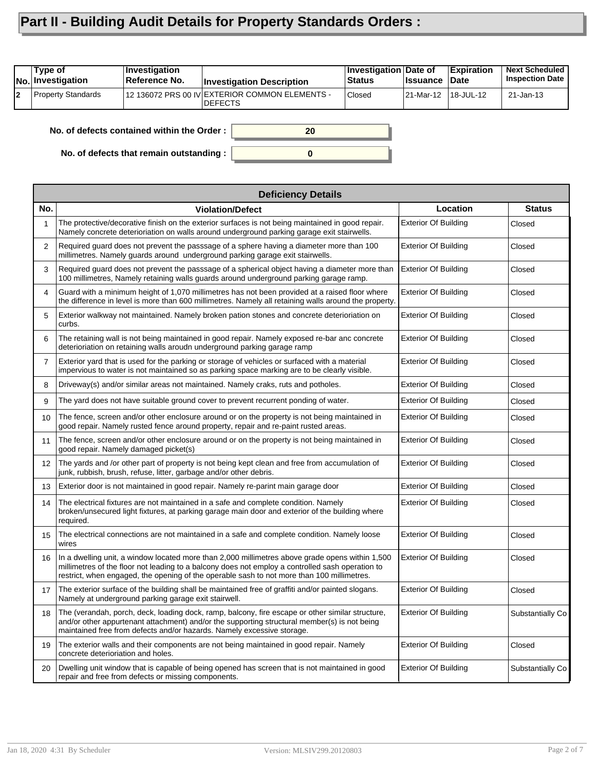# Part II - Building Audit Details for Property Standards Orders :

| No. | Type of Investigation | Investigation Reference No. | Investigation Description | Investigation Status | Date of Issuance | Expiration Date | Next Scheduled Inspection Date |
|---|---|---|---|---|---|---|---|
| 2 | Property Standards | 12 136072 PRS 00 IV | EXTERIOR COMMON ELEMENTS - DEFECTS | Closed | 21-Mar-12 | 18-JUL-12 | 21-Jan-13 |

**No. of defects contained within the Order :** 20

**No. of defects that remain outstanding :** 0

| Deficiency Details | | | |
|---|---|---|---|
| **No.** | **Violation/Defect** | **Location** | **Status** |
| 1 | The protective/decorative finish on the exterior surfaces is not being maintained in good repair. Namely concrete deterioriation on walls around underground parking garage exit stairwells. | Exterior Of Building | Closed |
| 2 | Required guard does not prevent the passsage of a sphere having a diameter more than 100 millimetres. Namely guards around underground parking garage exit stairwells. | Exterior Of Building | Closed |
| 3 | Required guard does not prevent the passsage of a spherical object having a diameter more than 100 millimetres, Namely retaining walls guards around underground parking garage ramp. | Exterior Of Building | Closed |
| 4 | Guard with a minimum height of 1,070 millimetres has not been provided at a raised floor where the difference in level is more than 600 millimetres. Namely all retaining walls around the property. | Exterior Of Building | Closed |
| 5 | Exterior walkway not maintained. Namely broken pation stones and concrete deterioriation on curbs. | Exterior Of Building | Closed |
| 6 | The retaining wall is not being maintained in good repair. Namely exposed re-bar anc concrete deterioriation on retaining walls aroudn underground parking garage ramp | Exterior Of Building | Closed |
| 7 | Exterior yard that is used for the parking or storage of vehicles or surfaced with a material impervious to water is not maintained so as parking space marking are to be clearly visible. | Exterior Of Building | Closed |
| 8 | Driveway(s) and/or similar areas not maintained. Namely craks, ruts and potholes. | Exterior Of Building | Closed |
| 9 | The yard does not have suitable ground cover to prevent recurrent ponding of water. | Exterior Of Building | Closed |
| 10 | The fence, screen and/or other enclosure around or on the property is not being maintained in good repair. Namely rusted fence around property, repair and re-paint rusted areas. | Exterior Of Building | Closed |
| 11 | The fence, screen and/or other enclosure around or on the property is not being maintained in good repair. Namely damaged picket(s) | Exterior Of Building | Closed |
| 12 | The yards and /or other part of property is not being kept clean and free from accumulation of junk, rubbish, brush, refuse, litter, garbage and/or other debris. | Exterior Of Building | Closed |
| 13 | Exterior door is not maintained in good repair. Namely re-parint main garage door | Exterior Of Building | Closed |
| 14 | The electrical fixtures are not maintained in a safe and complete condition. Namely broken/unsecured light fixtures, at parking garage main door and exterior of the building where required. | Exterior Of Building | Closed |
| 15 | The electrical connections are not maintained in a safe and complete condition. Namely loose wires | Exterior Of Building | Closed |
| 16 | In a dwelling unit, a window located more than 2,000 millimetres above grade opens within 1,500 millimetres of the floor not leading to a balcony does not employ a controlled sash operation to restrict, when engaged, the opening of the operable sash to not more than 100 millimetres. | Exterior Of Building | Closed |
| 17 | The exterior surface of the building shall be maintained free of graffiti and/or painted slogans. Namely at underground parking garage exit stairwell. | Exterior Of Building | Closed |
| 18 | The (verandah, porch, deck, loading dock, ramp, balcony, fire escape or other similar structure, and/or other appurtenant attachment) and/or the supporting structural member(s) is not being maintained free from defects and/or hazards. Namely excessive storage. | Exterior Of Building | Substantially Co |
| 19 | The exterior walls and their components are not being maintained in good repair. Namely concrete deterioriation and holes. | Exterior Of Building | Closed |
| 20 | Dwelling unit window that is capable of being opened has screen that is not maintained in good repair and free from defects or missing components. | Exterior Of Building | Substantially Co |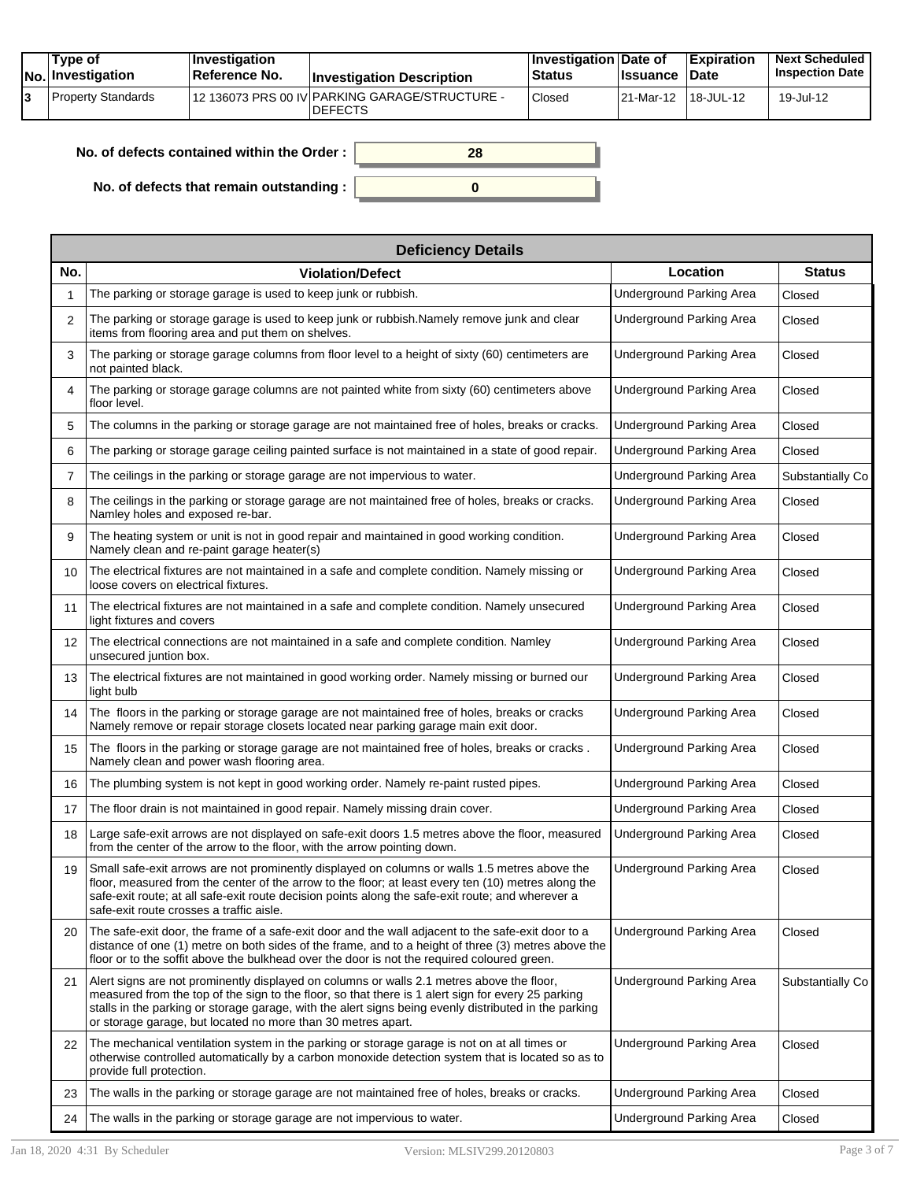| No. | Type of Investigation | Investigation Reference No. | Investigation Description | Investigation Status | Date of Issuance | Expiration Date | Next Scheduled Inspection Date |
|---|---|---|---|---|---|---|---|
| 3 | Property Standards | 12 136073 PRS 00 IV | PARKING GARAGE/STRUCTURE - DEFECTS | Closed | 21-Mar-12 | 18-JUL-12 | 19-Jul-12 |

**No. of defects contained within the Order :** 28

**No. of defects that remain outstanding :** 0

**Deficiency Details**

| No. | Violation/Defect | Location | Status |
|---|---|---|---|
| 1 | The parking or storage garage is used to keep junk or rubbish. | Underground Parking Area | Closed |
| 2 | The parking or storage garage is used to keep junk or rubbish.Namely remove junk and clear items from flooring area and put them on shelves. | Underground Parking Area | Closed |
| 3 | The parking or storage garage columns from floor level to a height of sixty (60) centimeters are not painted black. | Underground Parking Area | Closed |
| 4 | The parking or storage garage columns are not painted white from sixty (60) centimeters above floor level. | Underground Parking Area | Closed |
| 5 | The columns in the parking or storage garage are not maintained free of holes, breaks or cracks. | Underground Parking Area | Closed |
| 6 | The parking or storage garage ceiling painted surface is not maintained in a state of good repair. | Underground Parking Area | Closed |
| 7 | The ceilings in the parking or storage garage are not impervious to water. | Underground Parking Area | Substantially Co |
| 8 | The ceilings in the parking or storage garage are not maintained free of holes, breaks or cracks. Namley holes and exposed re-bar. | Underground Parking Area | Closed |
| 9 | The heating system or unit is not in good repair and maintained in good working condition. Namely clean and re-paint garage heater(s) | Underground Parking Area | Closed |
| 10 | The electrical fixtures are not maintained in a safe and complete condition. Namely missing or loose covers on electrical fixtures. | Underground Parking Area | Closed |
| 11 | The electrical fixtures are not maintained in a safe and complete condition. Namely unsecured light fixtures and covers | Underground Parking Area | Closed |
| 12 | The electrical connections are not maintained in a safe and complete condition. Namley unsecured juntion box. | Underground Parking Area | Closed |
| 13 | The electrical fixtures are not maintained in good working order. Namely missing or burned our light bulb | Underground Parking Area | Closed |
| 14 | The floors in the parking or storage garage are not maintained free of holes, breaks or cracks Namely remove or repair storage closets located near parking garage main exit door. | Underground Parking Area | Closed |
| 15 | The floors in the parking or storage garage are not maintained free of holes, breaks or cracks . Namely clean and power wash flooring area. | Underground Parking Area | Closed |
| 16 | The plumbing system is not kept in good working order. Namely re-paint rusted pipes. | Underground Parking Area | Closed |
| 17 | The floor drain is not maintained in good repair. Namely missing drain cover. | Underground Parking Area | Closed |
| 18 | Large safe-exit arrows are not displayed on safe-exit doors 1.5 metres above the floor, measured from the center of the arrow to the floor, with the arrow pointing down. | Underground Parking Area | Closed |
| 19 | Small safe-exit arrows are not prominently displayed on columns or walls 1.5 metres above the floor, measured from the center of the arrow to the floor; at least every ten (10) metres along the safe-exit route; at all safe-exit route decision points along the safe-exit route; and wherever a safe-exit route crosses a traffic aisle. | Underground Parking Area | Closed |
| 20 | The safe-exit door, the frame of a safe-exit door and the wall adjacent to the safe-exit door to a distance of one (1) metre on both sides of the frame, and to a height of three (3) metres above the floor or to the soffit above the bulkhead over the door is not the required coloured green. | Underground Parking Area | Closed |
| 21 | Alert signs are not prominently displayed on columns or walls 2.1 metres above the floor, measured from the top of the sign to the floor, so that there is 1 alert sign for every 25 parking stalls in the parking or storage garage, with the alert signs being evenly distributed in the parking or storage garage, but located no more than 30 metres apart. | Underground Parking Area | Substantially Co |
| 22 | The mechanical ventilation system in the parking or storage garage is not on at all times or otherwise controlled automatically by a carbon monoxide detection system that is located so as to provide full protection. | Underground Parking Area | Closed |
| 23 | The walls in the parking or storage garage are not maintained free of holes, breaks or cracks. | Underground Parking Area | Closed |
| 24 | The walls in the parking or storage garage are not impervious to water. | Underground Parking Area | Closed |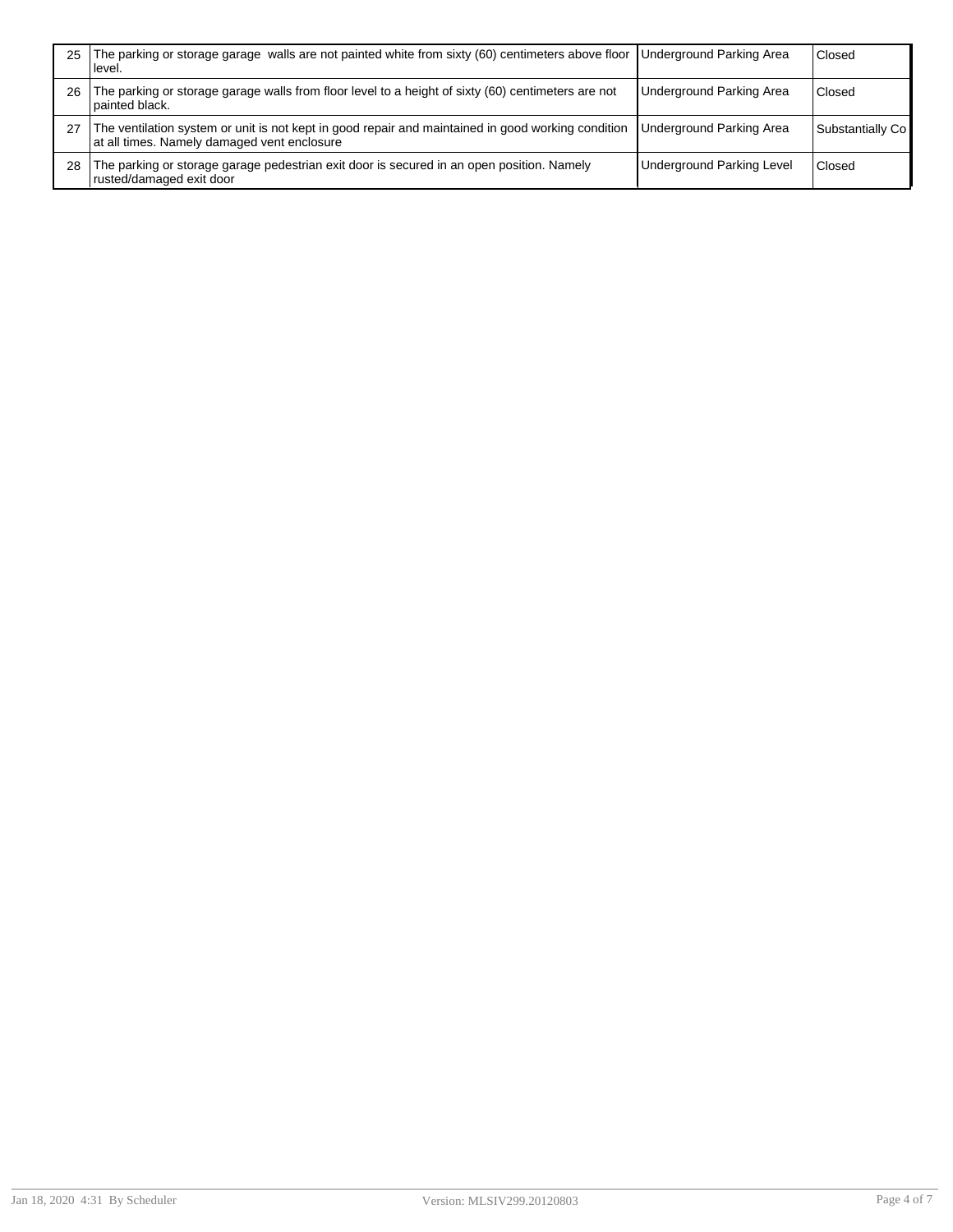| | | | |
|---|---|---|---|
| 25 | The parking or storage garage walls are not painted white from sixty (60) centimeters above floor level. | Underground Parking Area | Closed |
| 26 | The parking or storage garage walls from floor level to a height of sixty (60) centimeters are not painted black. | Underground Parking Area | Closed |
| 27 | The ventilation system or unit is not kept in good repair and maintained in good working condition at all times. Namely damaged vent enclosure | Underground Parking Area | Substantially Co |
| 28 | The parking or storage garage pedestrian exit door is secured in an open position. Namely rusted/damaged exit door | Underground Parking Level | Closed |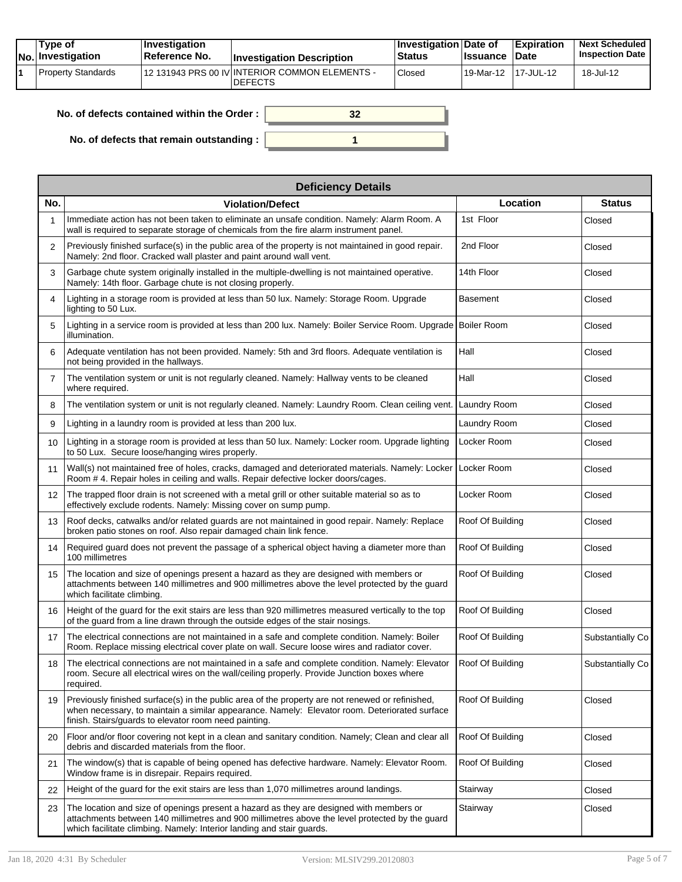| No. | Type of Investigation | Investigation Reference No. | Investigation Description | Investigation Status | Date of Issuance | Expiration Date | Next Scheduled Inspection Date |
|---|---|---|---|---|---|---|---|
| 1 | Property Standards | 12 131943 PRS 00 IV | INTERIOR COMMON ELEMENTS - DEFECTS | Closed | 19-Mar-12 | 17-JUL-12 | 18-Jul-12 |

**No. of defects contained within the Order :** 32

**No. of defects that remain outstanding :** 1

| Deficiency Details | | | |
|---|---|---|---|
| **No.** | **Violation/Defect** | **Location** | **Status** |
| 1 | Immediate action has not been taken to eliminate an unsafe condition. Namely: Alarm Room. A wall is required to separate storage of chemicals from the fire alarm instrument panel. | 1st Floor | Closed |
| 2 | Previously finished surface(s) in the public area of the property is not maintained in good repair. Namely: 2nd floor. Cracked wall plaster and paint around wall vent. | 2nd Floor | Closed |
| 3 | Garbage chute system originally installed in the multiple-dwelling is not maintained operative. Namely: 14th floor. Garbage chute is not closing properly. | 14th Floor | Closed |
| 4 | Lighting in a storage room is provided at less than 50 lux. Namely: Storage Room. Upgrade lighting to 50 Lux. | Basement | Closed |
| 5 | Lighting in a service room is provided at less than 200 lux. Namely: Boiler Service Room. Upgrade illumination. | Boiler Room | Closed |
| 6 | Adequate ventilation has not been provided. Namely: 5th and 3rd floors. Adequate ventilation is not being provided in the hallways. | Hall | Closed |
| 7 | The ventilation system or unit is not regularly cleaned. Namely: Hallway vents to be cleaned where required. | Hall | Closed |
| 8 | The ventilation system or unit is not regularly cleaned. Namely: Laundry Room. Clean ceiling vent. | Laundry Room | Closed |
| 9 | Lighting in a laundry room is provided at less than 200 lux. | Laundry Room | Closed |
| 10 | Lighting in a storage room is provided at less than 50 lux. Namely: Locker room. Upgrade lighting to 50 Lux. Secure loose/hanging wires properly. | Locker Room | Closed |
| 11 | Wall(s) not maintained free of holes, cracks, damaged and deteriorated materials. Namely: Locker Room # 4. Repair holes in ceiling and walls. Repair defective locker doors/cages. | Locker Room | Closed |
| 12 | The trapped floor drain is not screened with a metal grill or other suitable material so as to effectively exclude rodents. Namely: Missing cover on sump pump. | Locker Room | Closed |
| 13 | Roof decks, catwalks and/or related guards are not maintained in good repair. Namely: Replace broken patio stones on roof. Also repair damaged chain link fence. | Roof Of Building | Closed |
| 14 | Required guard does not prevent the passage of a spherical object having a diameter more than 100 millimetres | Roof Of Building | Closed |
| 15 | The location and size of openings present a hazard as they are designed with members or attachments between 140 millimetres and 900 millimetres above the level protected by the guard which facilitate climbing. | Roof Of Building | Closed |
| 16 | Height of the guard for the exit stairs are less than 920 millimetres measured vertically to the top of the guard from a line drawn through the outside edges of the stair nosings. | Roof Of Building | Closed |
| 17 | The electrical connections are not maintained in a safe and complete condition. Namely: Boiler Room. Replace missing electrical cover plate on wall. Secure loose wires and radiator cover. | Roof Of Building | Substantially Co |
| 18 | The electrical connections are not maintained in a safe and complete condition. Namely: Elevator room. Secure all electrical wires on the wall/ceiling properly. Provide Junction boxes where required. | Roof Of Building | Substantially Co |
| 19 | Previously finished surface(s) in the public area of the property are not renewed or refinished, when necessary, to maintain a similar appearance. Namely: Elevator room. Deteriorated surface finish. Stairs/guards to elevator room need painting. | Roof Of Building | Closed |
| 20 | Floor and/or floor covering not kept in a clean and sanitary condition. Namely; Clean and clear all debris and discarded materials from the floor. | Roof Of Building | Closed |
| 21 | The window(s) that is capable of being opened has defective hardware. Namely: Elevator Room. Window frame is in disrepair. Repairs required. | Roof Of Building | Closed |
| 22 | Height of the guard for the exit stairs are less than 1,070 millimetres around landings. | Stairway | Closed |
| 23 | The location and size of openings present a hazard as they are designed with members or attachments between 140 millimetres and 900 millimetres above the level protected by the guard which facilitate climbing. Namely: Interior landing and stair guards. | Stairway | Closed |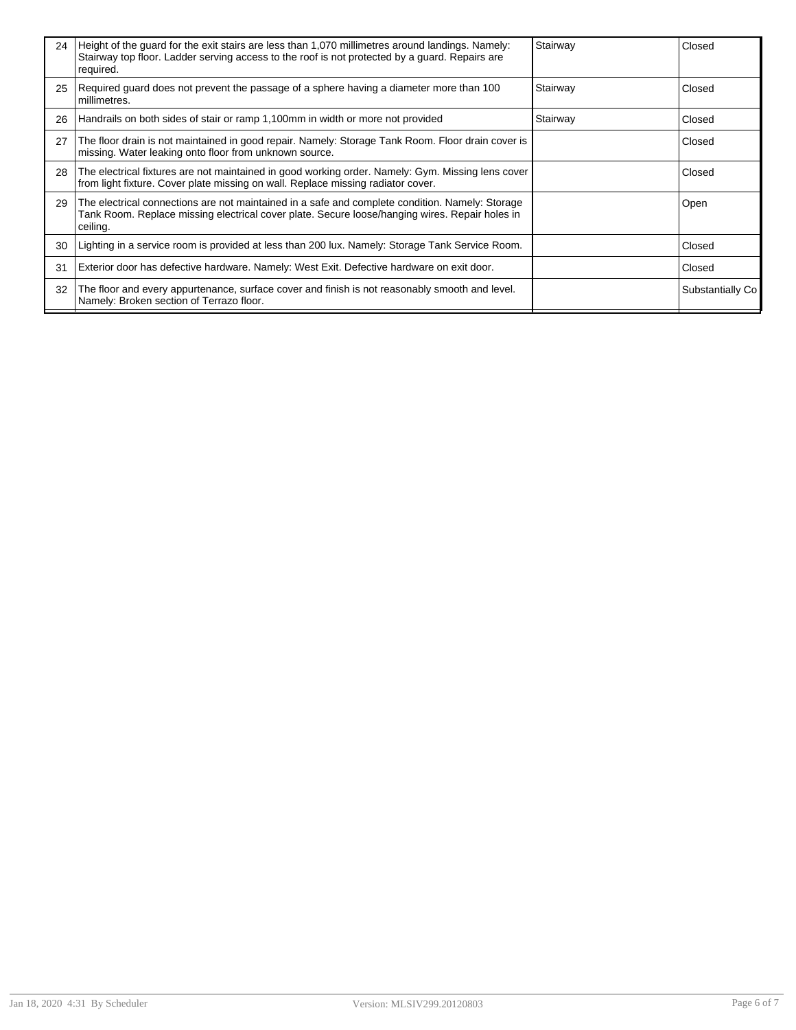| | | | |
|---|---|---|---|
| 24 | Height of the guard for the exit stairs are less than 1,070 millimetres around landings. Namely: Stairway top floor. Ladder serving access to the roof is not protected by a guard. Repairs are required. | Stairway | Closed |
| 25 | Required guard does not prevent the passage of a sphere having a diameter more than 100 millimetres. | Stairway | Closed |
| 26 | Handrails on both sides of stair or ramp 1,100mm in width or more not provided | Stairway | Closed |
| 27 | The floor drain is not maintained in good repair. Namely: Storage Tank Room. Floor drain cover is missing. Water leaking onto floor from unknown source. | | Closed |
| 28 | The electrical fixtures are not maintained in good working order. Namely: Gym. Missing lens cover from light fixture. Cover plate missing on wall. Replace missing radiator cover. | | Closed |
| 29 | The electrical connections are not maintained in a safe and complete condition. Namely: Storage Tank Room. Replace missing electrical cover plate. Secure loose/hanging wires. Repair holes in ceiling. | | Open |
| 30 | Lighting in a service room is provided at less than 200 lux. Namely: Storage Tank Service Room. | | Closed |
| 31 | Exterior door has defective hardware. Namely: West Exit. Defective hardware on exit door. | | Closed |
| 32 | The floor and every appurtenance, surface cover and finish is not reasonably smooth and level. Namely: Broken section of Terrazo floor. | | Substantially Co |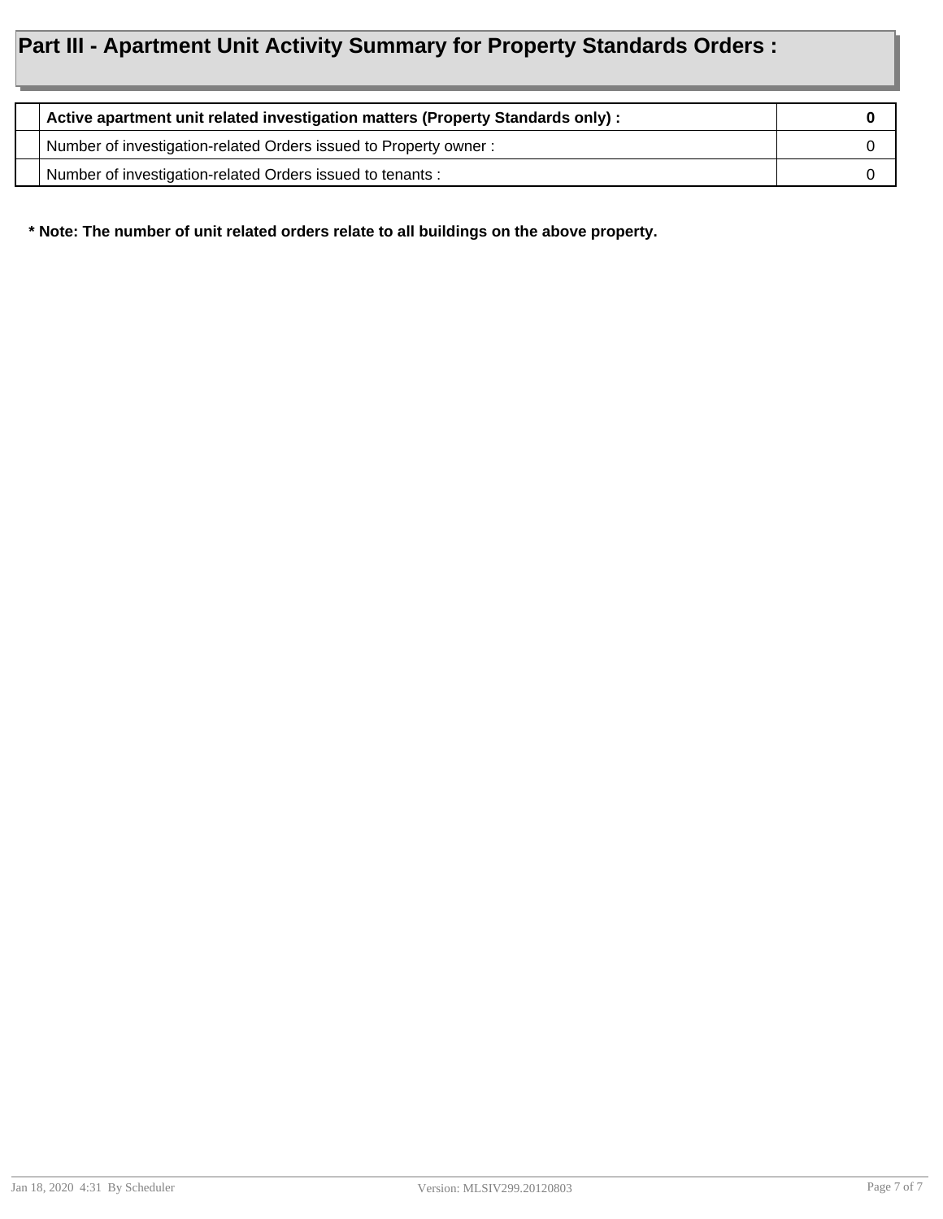## Part III - Apartment Unit Activity Summary for Property Standards Orders :

| | | |
|---|---|---|
| | **Active apartment unit related investigation matters (Property Standards only) :** | **0** |
| | Number of investigation-related Orders issued to Property owner : | 0 |
| | Number of investigation-related Orders issued to tenants : | 0 |

**\* Note: The number of unit related orders relate to all buildings on the above property.**